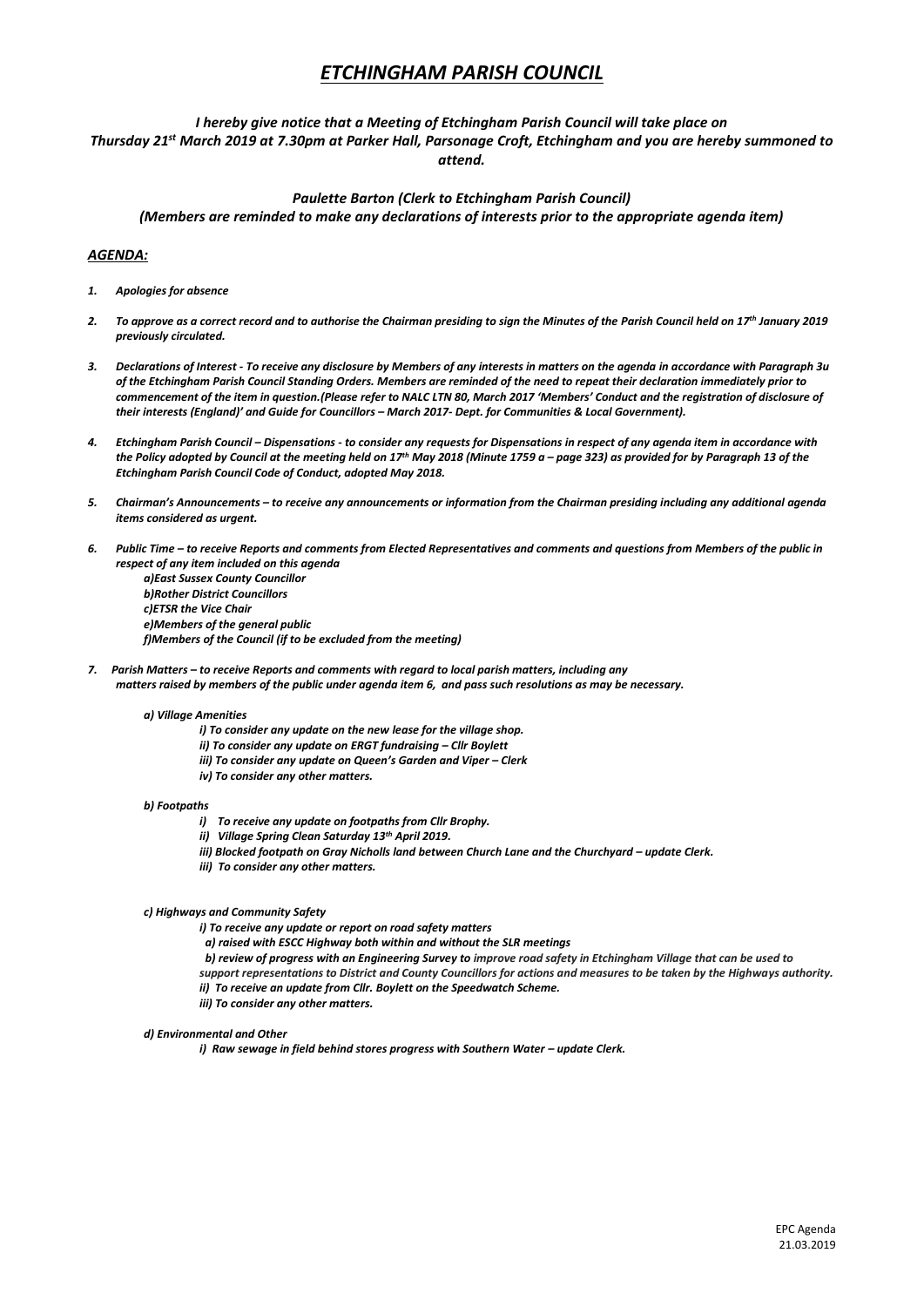# *ETCHINGHAM PARISH COUNCIL*

***I hereby give notice that a Meeting of Etchingham Parish Council will take place on Thursday 21st March 2019 at 7.30pm at Parker Hall, Parsonage Croft, Etchingham and you are hereby summoned to attend.***

***Paulette Barton (Clerk to Etchingham Parish Council)***
***(Members are reminded to make any declarations of interests prior to the appropriate agenda item)***

***AGENDA:***

1. ***Apologies for absence***

2. ***To approve as a correct record and to authorise the Chairman presiding to sign the Minutes of the Parish Council held on 17th January 2019 previously circulated.***

3. ***Declarations of Interest - To receive any disclosure by Members of any interests in matters on the agenda in accordance with Paragraph 3u of the Etchingham Parish Council Standing Orders. Members are reminded of the need to repeat their declaration immediately prior to commencement of the item in question.(Please refer to NALC LTN 80, March 2017 'Members' Conduct and the registration of disclosure of their interests (England)' and Guide for Councillors – March 2017- Dept. for Communities & Local Government).***

4. ***Etchingham Parish Council – Dispensations - to consider any requests for Dispensations in respect of any agenda item in accordance with the Policy adopted by Council at the meeting held on 17th May 2018 (Minute 1759 a – page 323) as provided for by Paragraph 13 of the Etchingham Parish Council Code of Conduct, adopted May 2018.***

5. ***Chairman's Announcements – to receive any announcements or information from the Chairman presiding including any additional agenda items considered as urgent.***

6. ***Public Time – to receive Reports and comments from Elected Representatives and comments and questions from Members of the public in respect of any item included on this agenda***
   ***a)East Sussex County Councillor***
   ***b)Rother District Councillors***
   ***c)ETSR the Vice Chair***
   ***e)Members of the general public***
   ***f)Members of the Council (if to be excluded from the meeting)***

7. ***Parish Matters – to receive Reports and comments with regard to local parish matters, including any matters raised by members of the public under agenda item 6, and pass such resolutions as may be necessary.***

   ***a) Village Amenities***
   - ***i) To consider any update on the new lease for the village shop.***
   - ***ii) To consider any update on ERGT fundraising – Cllr Boylett***
   - ***iii) To consider any update on Queen's Garden and Viper – Clerk***
   - ***iv) To consider any other matters.***

   ***b) Footpaths***
   - ***i) To receive any update on footpaths from Cllr Brophy.***
   - ***ii) Village Spring Clean Saturday 13th April 2019.***
   - ***iii) Blocked footpath on Gray Nicholls land between Church Lane and the Churchyard – update Clerk.***
   - ***iii) To consider any other matters.***

   ***c) Highways and Community Safety***
   - ***i) To receive any update or report on road safety matters***
     - ***a) raised with ESCC Highway both within and without the SLR meetings***
     - ***b) review of progress with an Engineering Survey to improve road safety in Etchingham Village that can be used to support representations to District and County Councillors for actions and measures to be taken by the Highways authority.***
   - ***ii) To receive an update from Cllr. Boylett on the Speedwatch Scheme.***
   - ***iii) To consider any other matters.***

   ***d) Environmental and Other***
   - ***i) Raw sewage in field behind stores progress with Southern Water – update Clerk.***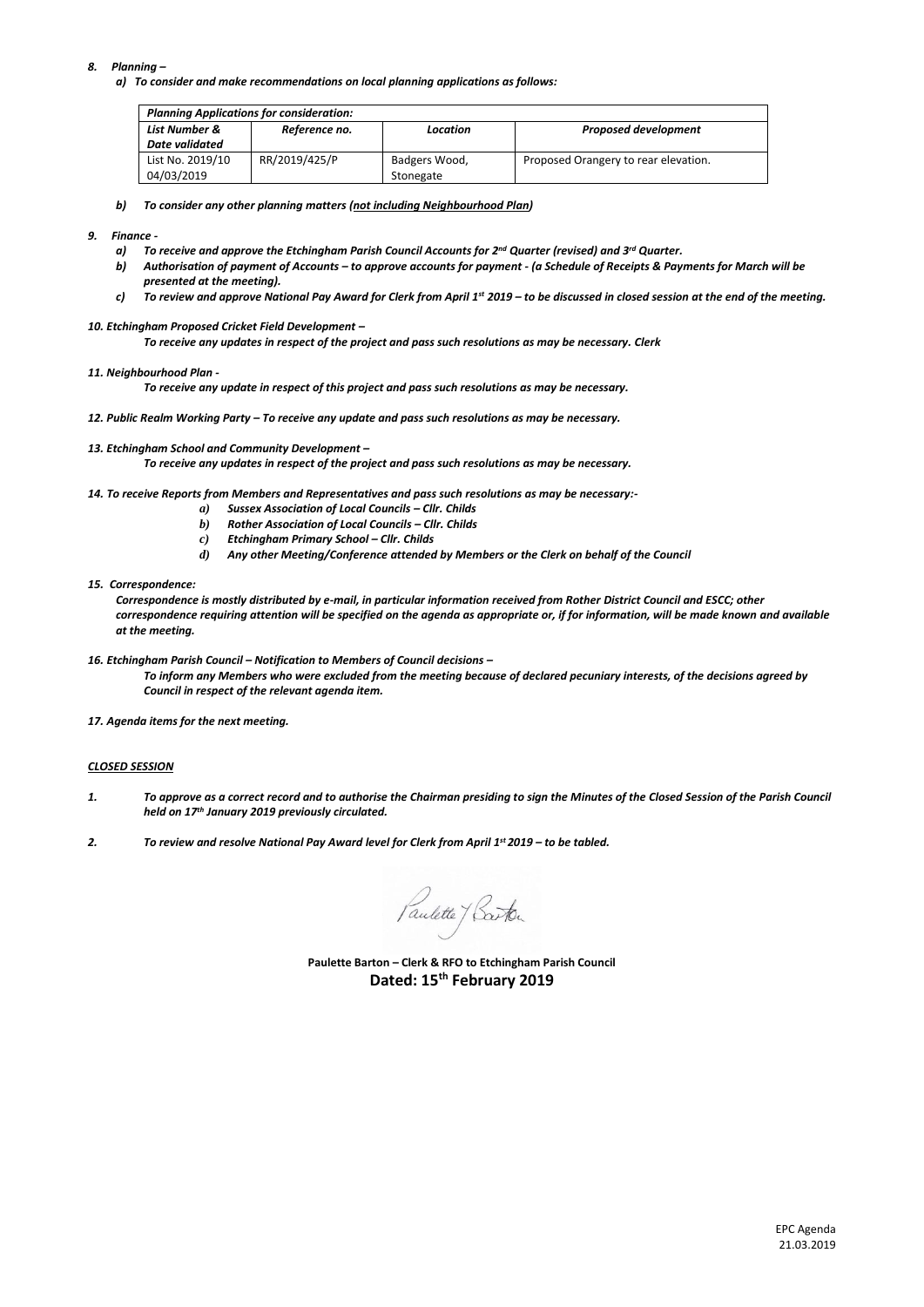*8. Planning –*

*a) To consider and make recommendations on local planning applications as follows:*

| *Planning Applications for consideration:* | | | |
|---|---|---|---|
| *List Number & Date validated* | *Reference no.* | *Location* | *Proposed development* |
| List No. 2019/10 04/03/2019 | RR/2019/425/P | Badgers Wood, Stonegate | Proposed Orangery to rear elevation. |

*b) To consider any other planning matters (<u>not including Neighbourhood Plan</u>)*

*9. Finance -*

*a) To receive and approve the Etchingham Parish Council Accounts for 2nd Quarter (revised) and 3rd Quarter.*

*b) Authorisation of payment of Accounts – to approve accounts for payment - (a Schedule of Receipts & Payments for March will be presented at the meeting).*

*c) To review and approve National Pay Award for Clerk from April 1st 2019 – to be discussed in closed session at the end of the meeting.*

*10. Etchingham Proposed Cricket Field Development –*

*To receive any updates in respect of the project and pass such resolutions as may be necessary. Clerk*

*11. Neighbourhood Plan -*

*To receive any update in respect of this project and pass such resolutions as may be necessary.*

*12. Public Realm Working Party – To receive any update and pass such resolutions as may be necessary.*

*13. Etchingham School and Community Development –*

*To receive any updates in respect of the project and pass such resolutions as may be necessary.*

*14. To receive Reports from Members and Representatives and pass such resolutions as may be necessary:-*

*a) Sussex Association of Local Councils – Cllr. Childs*

*b) Rother Association of Local Councils – Cllr. Childs*

*c) Etchingham Primary School – Cllr. Childs*

*d) Any other Meeting/Conference attended by Members or the Clerk on behalf of the Council*

*15. Correspondence:*

*Correspondence is mostly distributed by e-mail, in particular information received from Rother District Council and ESCC; other correspondence requiring attention will be specified on the agenda as appropriate or, if for information, will be made known and available at the meeting.*

*16. Etchingham Parish Council – Notification to Members of Council decisions –*

*To inform any Members who were excluded from the meeting because of declared pecuniary interests, of the decisions agreed by Council in respect of the relevant agenda item.*

*17. Agenda items for the next meeting.*

***<u>CLOSED SESSION</u>***

*1. To approve as a correct record and to authorise the Chairman presiding to sign the Minutes of the Closed Session of the Parish Council held on 17th January 2019 previously circulated.*

*2. To review and resolve National Pay Award level for Clerk from April 1st 2019 – to be tabled.*

Paulette J Barton

**Paulette Barton – Clerk & RFO to Etchingham Parish Council**

**Dated: 15th February 2019**